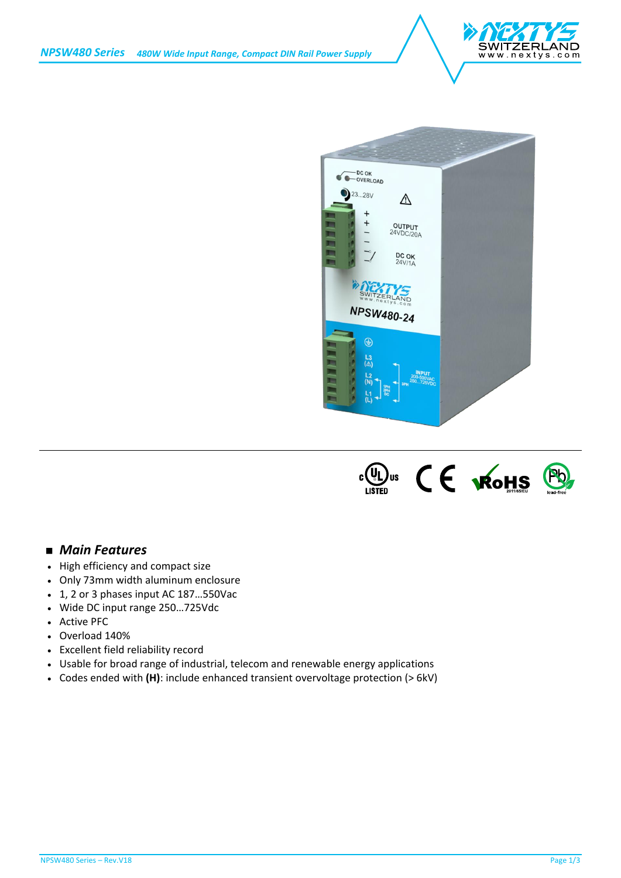# NPSW480 Series

*480W Wide Input Range, Compact DIN Rail Power Supply*

## Main Features

- High efficiency and compact size
- Only 73mm width aluminum enclosure
- 1, 2 or 3 phases input AC 187…550Vac
- Wide DC input range 250…725Vdc
- Active PFC
- Overload 140%
- Excellent field reliability record
- Usable for broad range of industrial, telecom and renewable energy applications
- Codes ended with **(H)**: include enhanced transient overvoltage protection (> 6kV)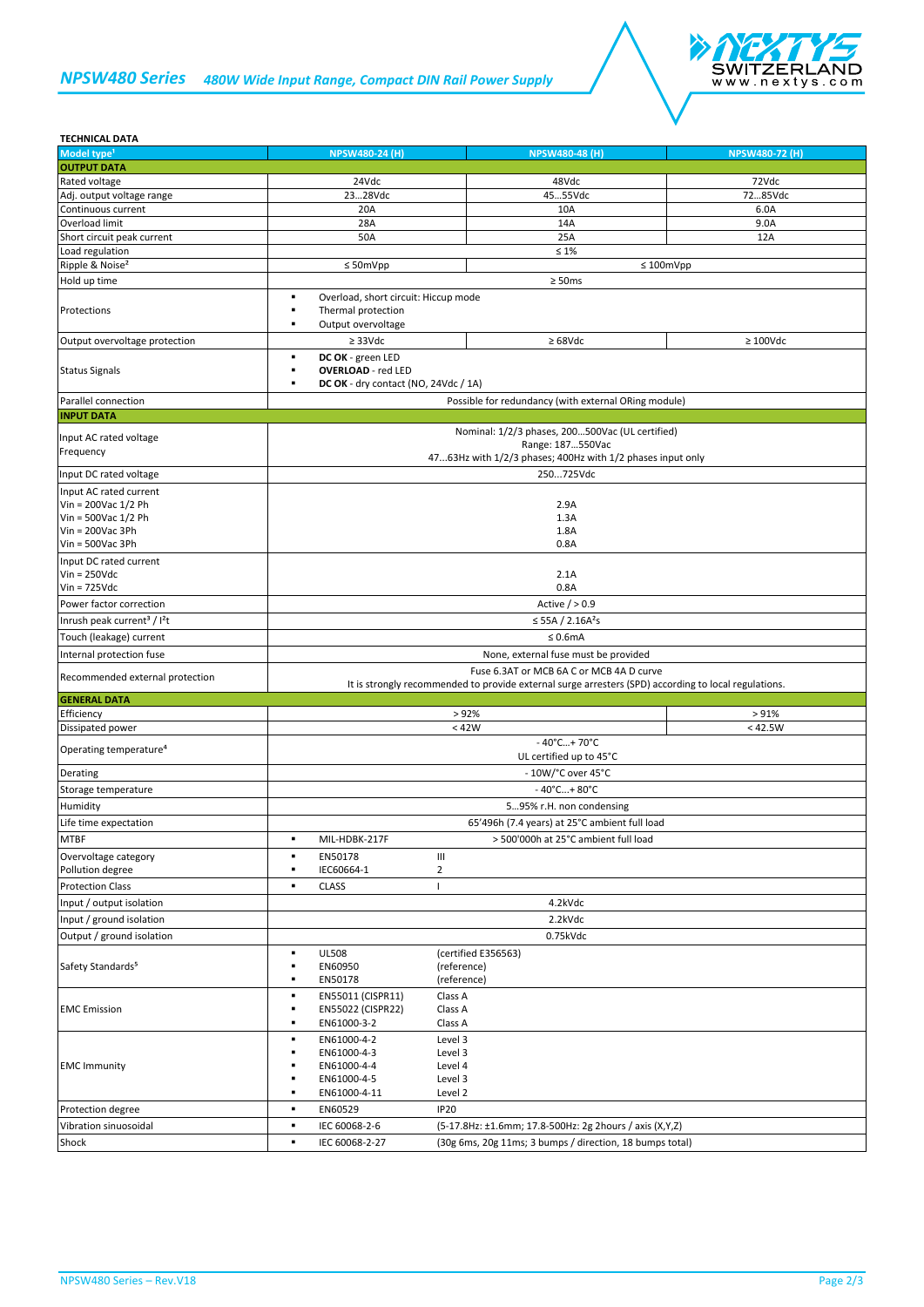## NPSW480 Series 480W Wide Input Range, Compact DIN Rail Power Supply

**TECHNICAL DATA**

| Model type[1] | NPSW480-24 (H) | NPSW480-48 (H) | NPSW480-72 (H) |
|---|---|---|---|
| **OUTPUT DATA** | | | |
| Rated voltage | 24Vdc | 48Vdc | 72Vdc |
| Adj. output voltage range | 23…28Vdc | 45…55Vdc | 72…85Vdc |
| Continuous current | 20A | 10A | 6.0A |
| Overload limit | 28A | 14A | 9.0A |
| Short circuit peak current | 50A | 25A | 12A |
| Load regulation | ≤ 1% | | |
| Ripple & Noise[2] | ≤ 50mVpp | ≤ 100mVpp | |
| Hold up time | ≥ 50ms | | |
| Protections | ▪ Overload, short circuit: Hiccup mode<br>▪ Thermal protection<br>▪ Output overvoltage | | |
| Output overvoltage protection | ≥ 33Vdc | ≥ 68Vdc | ≥ 100Vdc |
| Status Signals | ▪ **DC OK** - green LED<br>▪ **OVERLOAD** - red LED<br>▪ **DC OK** - dry contact (NO, 24Vdc / 1A) | | |
| Parallel connection | Possible for redundancy (with external ORing module) | | |
| **INPUT DATA** | | | |
| Input AC rated voltage<br>Frequency | Nominal: 1/2/3 phases, 200…500Vac (UL certified)<br>Range: 187…550Vac<br>47…63Hz with 1/2/3 phases; 400Hz with 1/2 phases input only | | |
| Input DC rated voltage | 250…725Vdc | | |
| Input AC rated current<br>Vin = 200Vac 1/2 Ph<br>Vin = 500Vac 1/2 Ph<br>Vin = 200Vac 3Ph<br>Vin = 500Vac 3Ph | <br>2.9A<br>1.3A<br>1.8A<br>0.8A | | |
| Input DC rated current<br>Vin = 250Vdc<br>Vin = 725Vdc | <br>2.1A<br>0.8A | | |
| Power factor correction | Active / > 0.9 | | |
| Inrush peak current[3] / $I^2t$ | ≤ 55A / 2.16$A^2$s | | |
| Touch (leakage) current | ≤ 0.6mA | | |
| Internal protection fuse | None, external fuse must be provided | | |
| Recommended external protection | Fuse 6.3AT or MCB 6A C or MCB 4A D curve<br>It is strongly recommended to provide external surge arresters (SPD) according to local regulations. | | |
| **GENERAL DATA** | | | |
| Efficiency | > 92% | | > 91% |
| Dissipated power | < 42W | | < 42.5W |
| Operating temperature[4] | - 40°C…+ 70°C<br>UL certified up to 45°C | | |
| Derating | - 10W/°C over 45°C | | |
| Storage temperature | - 40°C…+ 80°C | | |
| Humidity | 5…95% r.H. non condensing | | |
| Life time expectation | 65'496h (7.4 years) at 25°C ambient full load | | |
| MTBF | ▪ MIL-HDBK-217F — > 500'000h at 25°C ambient full load | | |
| Overvoltage category<br>Pollution degree | ▪ EN50178 — III<br>▪ IEC60664-1 — 2 | | |
| Protection Class | ▪ CLASS — I | | |
| Input / output isolation | 4.2kVdc | | |
| Input / ground isolation | 2.2kVdc | | |
| Output / ground isolation | 0.75kVdc | | |
| Safety Standards[5] | ▪ UL508 (certified E356563)<br>▪ EN60950 (reference)<br>▪ EN50178 (reference) | | |
| EMC Emission | ▪ EN55011 (CISPR11) Class A<br>▪ EN55022 (CISPR22) Class A<br>▪ EN61000-3-2 Class A | | |
| EMC Immunity | ▪ EN61000-4-2 Level 3<br>▪ EN61000-4-3 Level 3<br>▪ EN61000-4-4 Level 4<br>▪ EN61000-4-5 Level 3<br>▪ EN61000-4-11 Level 2 | | |
| Protection degree | ▪ EN60529 IP20 | | |
| Vibration sinusoidal | ▪ IEC 60068-2-6 (5-17.8Hz: ±1.6mm; 17.8-500Hz: 2g 2hours / axis (X,Y,Z) | | |
| Shock | ▪ IEC 60068-2-27 (30g 6ms, 20g 11ms; 3 bumps / direction, 18 bumps total) | | |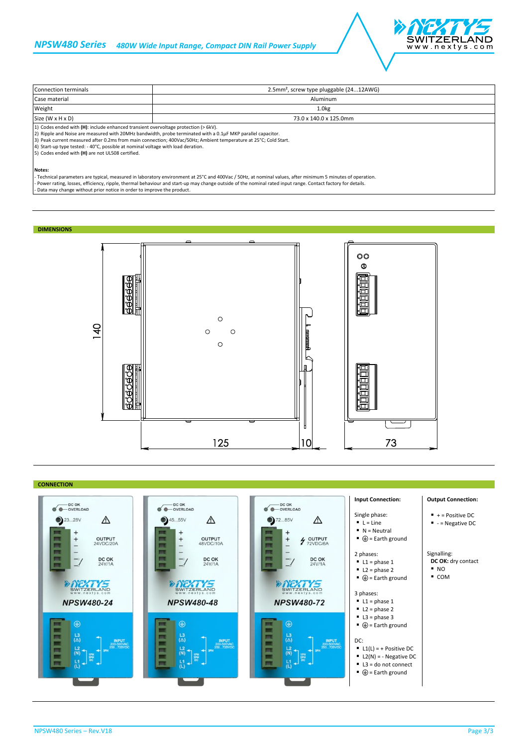| | |
|---|---|
| Connection terminals | 2.5mm², screw type pluggable (24...12AWG) |
| Case material | Aluminum |
| Weight | 1.0kg |
| Size (W x H x D) | 73.0 x 140.0 x 125.0mm |

1) Codes ended with **(H)**: include enhanced transient overvoltage protection (> 6kV).
2) Ripple and Noise are measured with 20MHz bandwidth, probe terminated with a 0.1µF MKP parallel capacitor.
3) Peak current measured after 0.2ms from main connection; 400Vac/50Hz; Ambient temperature at 25°C; Cold Start.
4) Start-up type tested: - 40°C, possible at nominal voltage with load deration.
5) Codes ended with **(H)** are not UL508 certified.

**Notes:**
- Technical parameters are typical, measured in laboratory environment at 25°C and 400Vac / 50Hz, at nominal values, after minimum 5 minutes of operation.
- Power rating, losses, efficiency, ripple, thermal behaviour and start-up may change outside of the nominal rated input range. Contact factory for details.
- Data may change without prior notice in order to improve the product.

## DIMENSIONS

140

125

10

73

## CONNECTION

DC OK
OVERLOAD
23...28V
OUTPUT 24VDC/20A
DC OK 24V/1A
NPSW480-24

DC OK
OVERLOAD
45...55V
OUTPUT 48VDC/10A
DC OK 24V/1A
NPSW480-48

DC OK
OVERLOAD
72...85V
OUTPUT 72VDC/6A
DC OK 24V/1A
NPSW480-72

L3 (△)
L2 (N)
L1 (L)
1PH 2PH DC
3PH
INPUT 200-500VAC 250...725VDC

**Input Connection:**

Single phase:
- L = Line
- N = Neutral
- ⏚ = Earth ground

2 phases:
- L1 = phase 1
- L2 = phase 2
- ⏚ = Earth ground

3 phases:
- L1 = phase 1
- L2 = phase 2
- L3 = phase 3
- ⏚ = Earth ground

DC:
- L1(L) = + Positive DC
- L2(N) = - Negative DC
- L3 = do not connect
- ⏚ = Earth ground

**Output Connection:**

- \+ = Positive DC
- \- = Negative DC

Signalling:
**DC OK:** dry contact
- NO
- COM